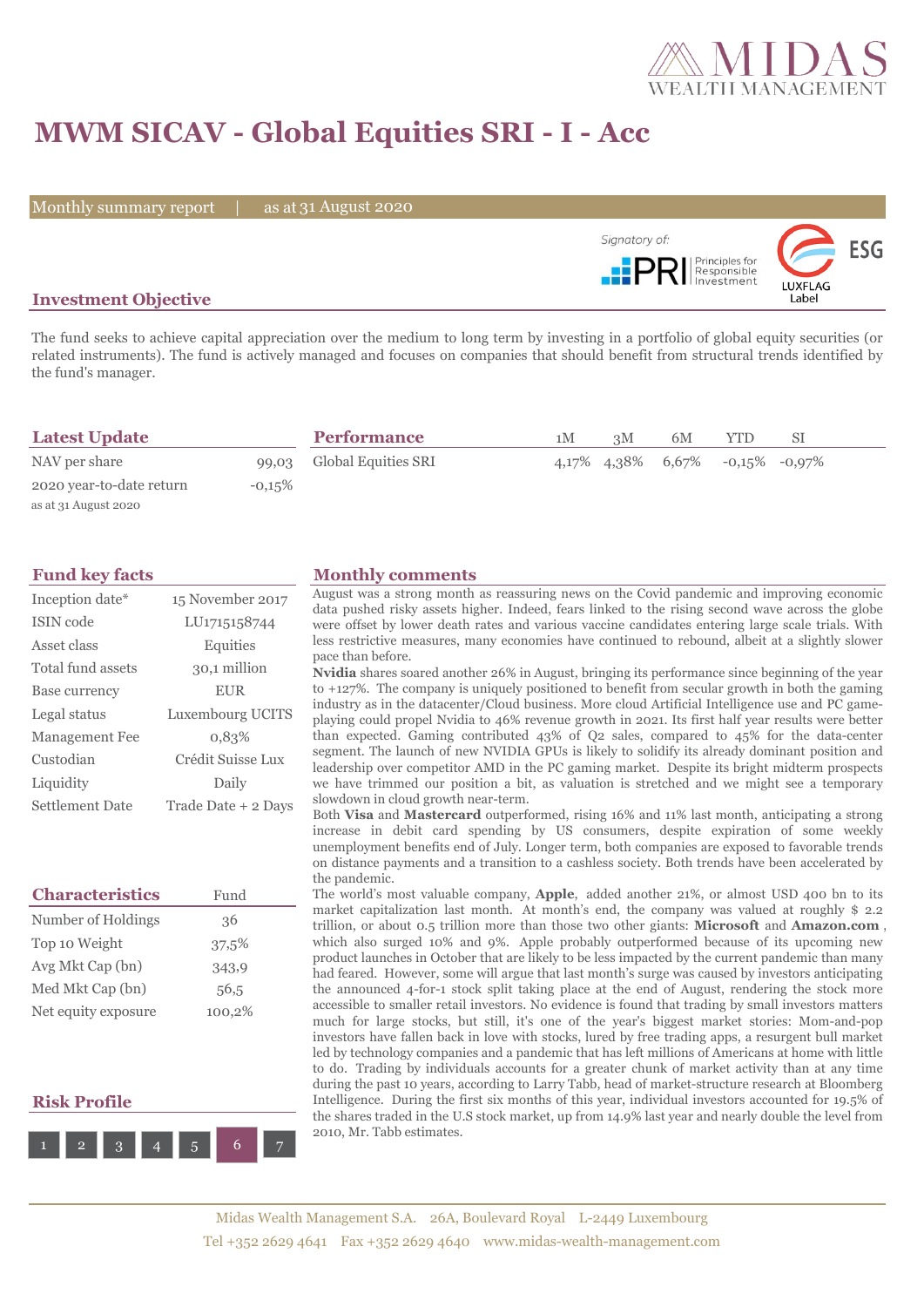# MWM SICAV - Global Equities SRI - I - Acc

Monthly summary report | as at 31 August 2020

Signatory of: PRI Principles for Responsible Investment

ESG LUXFLAG Label

## Investment Objective

The fund seeks to achieve capital appreciation over the medium to long term by investing in a portfolio of global equity securities (or related instruments). The fund is actively managed and focuses on companies that should benefit from structural trends identified by the fund's manager.

## Latest Update

| | |
|---|---|
| NAV per share | 99,03 |
| 2020 year-to-date return | -0,15% |

as at 31 August 2020

## Performance

| | 1M | 3M | 6M | YTD | SI |
|---|---|---|---|---|---|
| Global Equities SRI | 4,17% | 4,38% | 6,67% | -0,15% | -0,97% |

## Fund key facts

| | |
|---|---|
| Inception date* | 15 November 2017 |
| ISIN code | LU1715158744 |
| Asset class | Equities |
| Total fund assets | 30,1 million |
| Base currency | EUR |
| Legal status | Luxembourg UCITS |
| Management Fee | 0,83% |
| Custodian | Crédit Suisse Lux |
| Liquidity | Daily |
| Settlement Date | Trade Date + 2 Days |

## Characteristics

| | Fund |
|---|---|
| Number of Holdings | 36 |
| Top 10 Weight | 37,5% |
| Avg Mkt Cap (bn) | 343,9 |
| Med Mkt Cap (bn) | 56,5 |
| Net equity exposure | 100,2% |

## Risk Profile

1 2 3 4 5 **6** 7

## Monthly comments

August was a strong month as reassuring news on the Covid pandemic and improving economic data pushed risky assets higher. Indeed, fears linked to the rising second wave across the globe were offset by lower death rates and various vaccine candidates entering large scale trials. With less restrictive measures, many economies have continued to rebound, albeit at a slightly slower pace than before.

**Nvidia** shares soared another 26% in August, bringing its performance since beginning of the year to +127%. The company is uniquely positioned to benefit from secular growth in both the gaming industry as in the datacenter/Cloud business. More cloud Artificial Intelligence use and PC game-playing could propel Nvidia to 46% revenue growth in 2021. Its first half year results were better than expected. Gaming contributed 43% of Q2 sales, compared to 45% for the data-center segment. The launch of new NVIDIA GPUs is likely to solidify its already dominant position and leadership over competitor AMD in the PC gaming market. Despite its bright midterm prospects we have trimmed our position a bit, as valuation is stretched and we might see a temporary slowdown in cloud growth near-term.

Both **Visa** and **Mastercard** outperformed, rising 16% and 11% last month, anticipating a strong increase in debit card spending by US consumers, despite expiration of some weekly unemployment benefits end of July. Longer term, both companies are exposed to favorable trends on distance payments and a transition to a cashless society. Both trends have been accelerated by the pandemic.

The world's most valuable company, **Apple**, added another 21%, or almost USD 400 bn to its market capitalization last month. At month's end, the company was valued at roughly $ 2.2 trillion, or about 0.5 trillion more than those two other giants: **Microsoft** and **Amazon.com**, which also surged 10% and 9%. Apple probably outperformed because of its upcoming new product launches in October that are likely to be less impacted by the current pandemic than many had feared. However, some will argue that last month's surge was caused by investors anticipating the announced 4-for-1 stock split taking place at the end of August, rendering the stock more accessible to smaller retail investors. No evidence is found that trading by small investors matters much for large stocks, but still, it's one of the year's biggest market stories: Mom-and-pop investors have fallen back in love with stocks, lured by free trading apps, a resurgent bull market led by technology companies and a pandemic that has left millions of Americans at home with little to do. Trading by individuals accounts for a greater chunk of market activity than at any time during the past 10 years, according to Larry Tabb, head of market-structure research at Bloomberg Intelligence. During the first six months of this year, individual investors accounted for 19.5% of the shares traded in the U.S stock market, up from 14.9% last year and nearly double the level from 2010, Mr. Tabb estimates.

Midas Wealth Management S.A. 26A, Boulevard Royal L-2449 Luxembourg
Tel +352 2629 4641 Fax +352 2629 4640 www.midas-wealth-management.com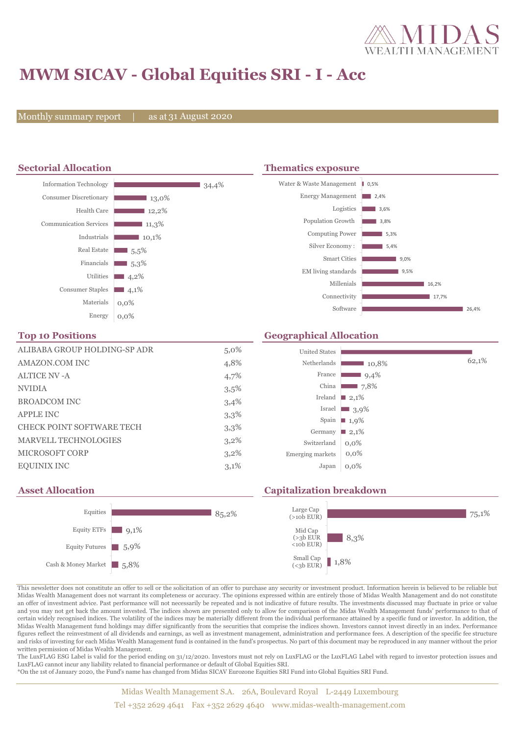# MWM SICAV - Global Equities SRI - I - Acc

Monthly summary report | as at 31 August 2020

## Sectorial Allocation

Information Technology 34,4%
Consumer Discretionary 13,0%
Health Care 12,2%
Communication Services 11,3%
Industrials 10,1%
Real Estate 5,5%
Financials 5,3%
Utilities 4,2%
Consumer Staples 4,1%
Materials 0,0%
Energy 0,0%

## Thematics exposure

Water & Waste Management 0,5%
Energy Management 2,4%
Logistics 3,6%
Population Growth 3,8%
Computing Power 5,3%
Silver Economy : 5,4%
Smart Cities 9,0%
EM living standards 9,5%
Millenials 16,2%
Connectivity 17,7%
Software 26,4%

## Top 10 Positions

| | |
|---|---|
| ALIBABA GROUP HOLDING-SP ADR | 5,0% |
| AMAZON.COM INC | 4,8% |
| ALTICE NV -A | 4,7% |
| NVIDIA | 3,5% |
| BROADCOM INC | 3,4% |
| APPLE INC | 3,3% |
| CHECK POINT SOFTWARE TECH | 3,3% |
| MARVELL TECHNOLOGIES | 3,2% |
| MICROSOFT CORP | 3,2% |
| EQUINIX INC | 3,1% |

## Geographical Allocation

United States 62,1%
Netherlands 10,8%
France 9,4%
China 7,8%
Ireland 2,1%
Israel 3,9%
Spain 1,9%
Germany 2,1%
Switzerland 0,0%
Emerging markets 0,0%
Japan 0,0%

## Asset Allocation

Equities 85,2%
Equity ETFs 9,1%
Equity Futures 5,9%
Cash & Money Market 5,8%

## Capitalization breakdown

Large Cap (>10b EUR) 75,1%
Mid Cap (>3b EUR <10b EUR) 8,3%
Small Cap (<3b EUR) 1,8%

This newsletter does not constitute an offer to sell or the solicitation of an offer to purchase any security or investment product. Information herein is believed to be reliable but Midas Wealth Management does not warrant its completeness or accuracy. The opinions expressed within are entirely those of Midas Wealth Management and do not constitute an offer of investment advice. Past performance will not necessarily be repeated and is not indicative of future results. The investments discussed may fluctuate in price or value and you may not get back the amount invested. The indices shown are presented only to allow for comparison of the Midas Wealth Management funds' performance to that of certain widely recognised indices. The volatility of the indices may be materially different from the individual performance attained by a specific fund or investor. In addition, the Midas Wealth Management fund holdings may differ significantly from the securities that comprise the indices shown. Investors cannot invest directly in an index. Performance figures reflect the reinvestment of all dividends and earnings, as well as investment management, administration and performance fees. A description of the specific fee structure and risks of investing for each Midas Wealth Management fund is contained in the fund's prospectus. No part of this document may be reproduced in any manner without the prior written permission of Midas Wealth Management.

The LuxFLAG ESG Label is valid for the period ending on 31/12/2020. Investors must not rely on LuxFLAG or the LuxFLAG Label with regard to investor protection issues and LuxFLAG cannot incur any liability related to financial performance or default of Global Equities SRI.

*On the 1st of January 2020, the Fund's name has changed from Midas SICAV Eurozone Equities SRI Fund into Global Equities SRI Fund.

Midas Wealth Management S.A. 26A, Boulevard Royal L-2449 Luxembourg

Tel +352 2629 4641 Fax +352 2629 4640 www.midas-wealth-management.com